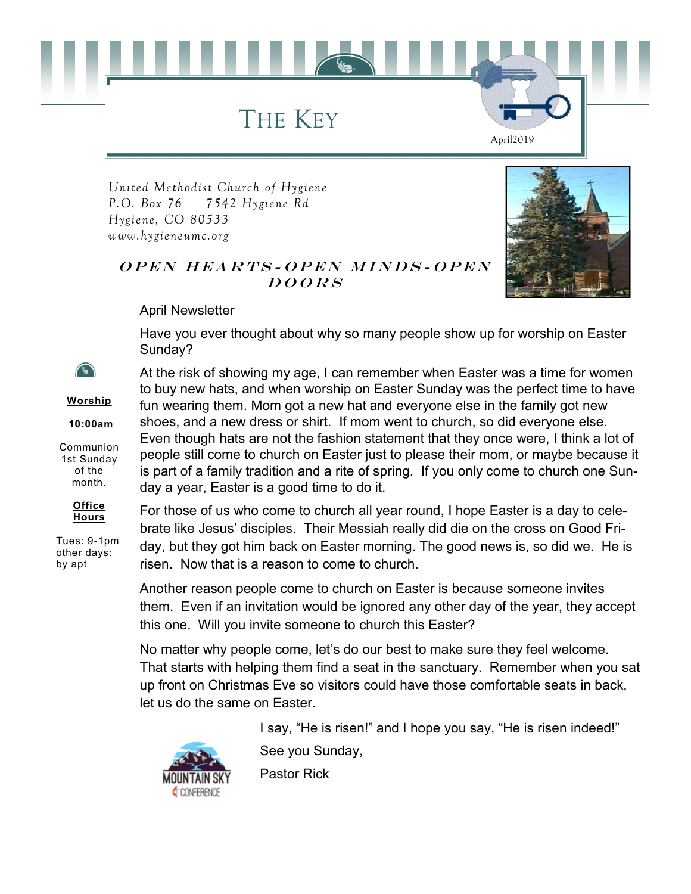# The Key

April2019

*United Methodist Church of Hygiene*
*P.O. Box 76     7542 Hygiene Rd*
*Hygiene, CO 80533*
*www.hygieneumc.org*

***OPEN HEARTS-OPEN MINDS-OPEN DOORS***

**Worship**

**10:00am**

Communion 1st Sunday of the month.

**Office Hours**

Tues: 9-1pm
other days: by apt

April Newsletter

Have you ever thought about why so many people show up for worship on Easter Sunday?

At the risk of showing my age, I can remember when Easter was a time for women to buy new hats, and when worship on Easter Sunday was the perfect time to have fun wearing them. Mom got a new hat and everyone else in the family got new shoes, and a new dress or shirt. If mom went to church, so did everyone else. Even though hats are not the fashion statement that they once were, I think a lot of people still come to church on Easter just to please their mom, or maybe because it is part of a family tradition and a rite of spring. If you only come to church one Sunday a year, Easter is a good time to do it.

For those of us who come to church all year round, I hope Easter is a day to celebrate like Jesus' disciples. Their Messiah really did die on the cross on Good Friday, but they got him back on Easter morning. The good news is, so did we. He is risen. Now that is a reason to come to church.

Another reason people come to church on Easter is because someone invites them. Even if an invitation would be ignored any other day of the year, they accept this one. Will you invite someone to church this Easter?

No matter why people come, let's do our best to make sure they feel welcome. That starts with helping them find a seat in the sanctuary. Remember when you sat up front on Christmas Eve so visitors could have those comfortable seats in back, let us do the same on Easter.

I say, "He is risen!" and I hope you say, "He is risen indeed!"

See you Sunday,

Pastor Rick

MOUNTAIN SKY CONFERENCE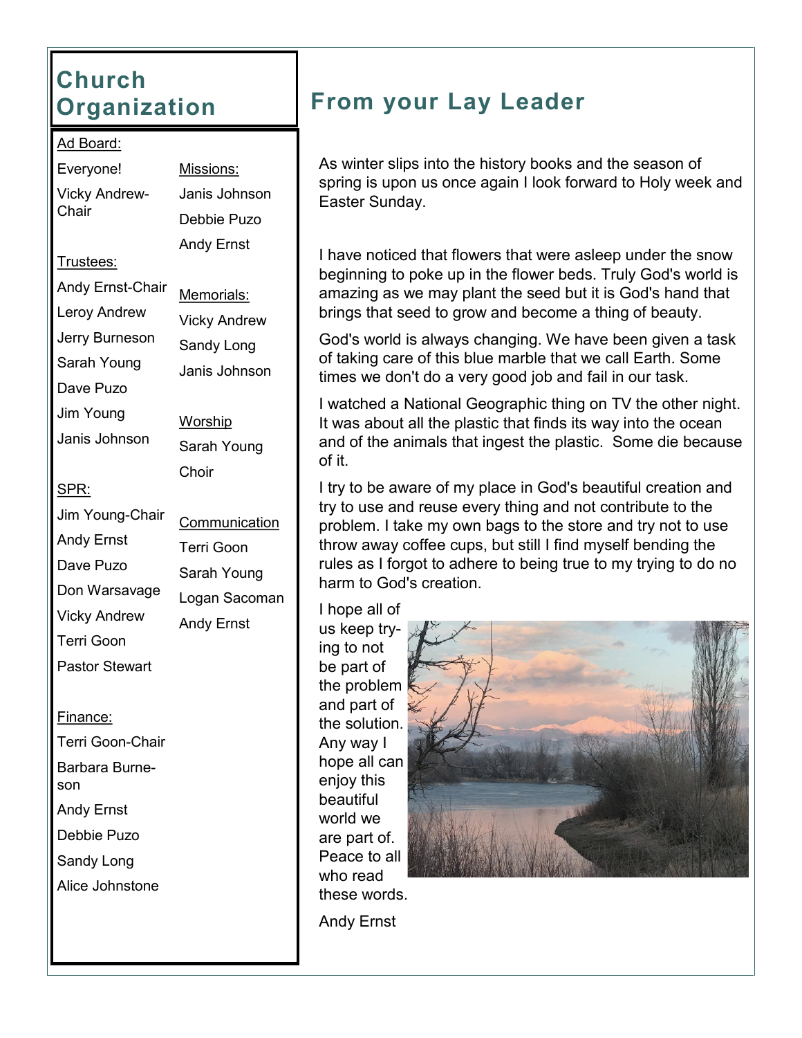## Church Organization

**Ad Board:**

Everyone!

Vicky Andrew-Chair

**Trustees:**

Andy Ernst-Chair

Leroy Andrew

Jerry Burneson

Sarah Young

Dave Puzo

Jim Young

Janis Johnson

**SPR:**

Jim Young-Chair

Andy Ernst

Dave Puzo

Don Warsavage

Vicky Andrew

Terri Goon

Pastor Stewart

**Finance:**

Terri Goon-Chair

Barbara Burneson

Andy Ernst

Debbie Puzo

Sandy Long

Alice Johnstone

**Missions:**

Janis Johnson

Debbie Puzo

Andy Ernst

**Memorials:**

Vicky Andrew

Sandy Long

Janis Johnson

**Worship**

Sarah Young

Choir

**Communication**

Terri Goon

Sarah Young

Logan Sacoman

Andy Ernst

## From your Lay Leader

As winter slips into the history books and the season of spring is upon us once again I look forward to Holy week and Easter Sunday.

I have noticed that flowers that were asleep under the snow beginning to poke up in the flower beds. Truly God's world is amazing as we may plant the seed but it is God's hand that brings that seed to grow and become a thing of beauty.

God's world is always changing. We have been given a task of taking care of this blue marble that we call Earth. Some times we don't do a very good job and fail in our task.

I watched a National Geographic thing on TV the other night. It was about all the plastic that finds its way into the ocean and of the animals that ingest the plastic. Some die because of it.

I try to be aware of my place in God's beautiful creation and try to use and reuse every thing and not contribute to the problem. I take my own bags to the store and try not to use throw away coffee cups, but still I find myself bending the rules as I forgot to adhere to being true to my trying to do no harm to God's creation.

I hope all of us keep trying to not be part of the problem and part of the solution. Any way I hope all can enjoy this beautiful world we are part of. Peace to all who read these words.

Andy Ernst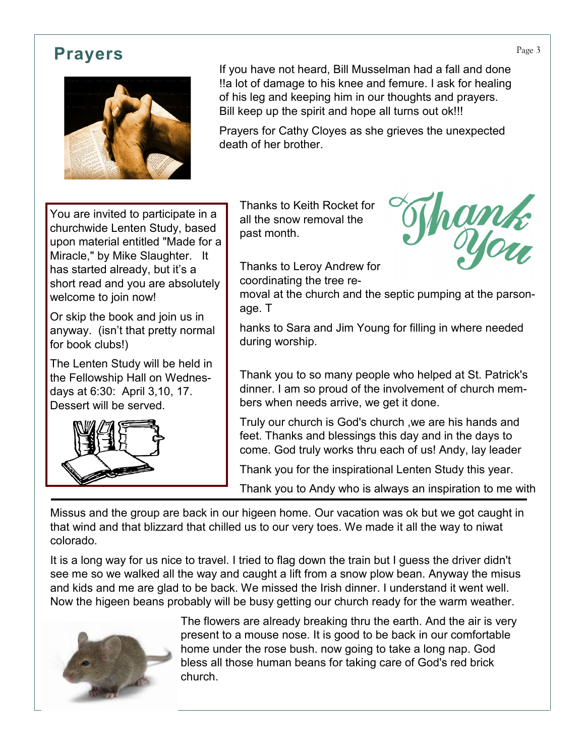## Prayers

If you have not heard, Bill Musselman had a fall and done !!a lot of damage to his knee and femure. I ask for healing of his leg and keeping him in our thoughts and prayers. Bill keep up the spirit and hope all turns out ok!!!

Prayers for Cathy Cloyes as she grieves the unexpected death of her brother.

You are invited to participate in a churchwide Lenten Study, based upon material entitled "Made for a Miracle," by Mike Slaughter. It has started already, but it's a short read and you are absolutely welcome to join now!

Or skip the book and join us in anyway. (isn't that pretty normal for book clubs!)

The Lenten Study will be held in the Fellowship Hall on Wednesdays at 6:30: April 3,10, 17. Dessert will be served.

Thank You

Thanks to Keith Rocket for all the snow removal the past month.

Thanks to Leroy Andrew for coordinating the tree removal at the church and the septic pumping at the parsonage. T

hanks to Sara and Jim Young for filling in where needed during worship.

Thank you to so many people who helped at St. Patrick's dinner. I am so proud of the involvement of church members when needs arrive, we get it done.

Truly our church is God's church ,we are his hands and feet. Thanks and blessings this day and in the days to come. God truly works thru each of us! Andy, lay leader

Thank you for the inspirational Lenten Study this year.

Thank you to Andy who is always an inspiration to me with

---

Missus and the group are back in our higeen home. Our vacation was ok but we got caught in that wind and that blizzard that chilled us to our very toes. We made it all the way to niwat colorado.

It is a long way for us nice to travel. I tried to flag down the train but I guess the driver didn't see me so we walked all the way and caught a lift from a snow plow bean. Anyway the misus and kids and me are glad to be back. We missed the Irish dinner. I understand it went well. Now the higeen beans probably will be busy getting our church ready for the warm weather.

The flowers are already breaking thru the earth. And the air is very present to a mouse nose. It is good to be back in our comfortable home under the rose bush. now going to take a long nap. God bless all those human beans for taking care of God's red brick church.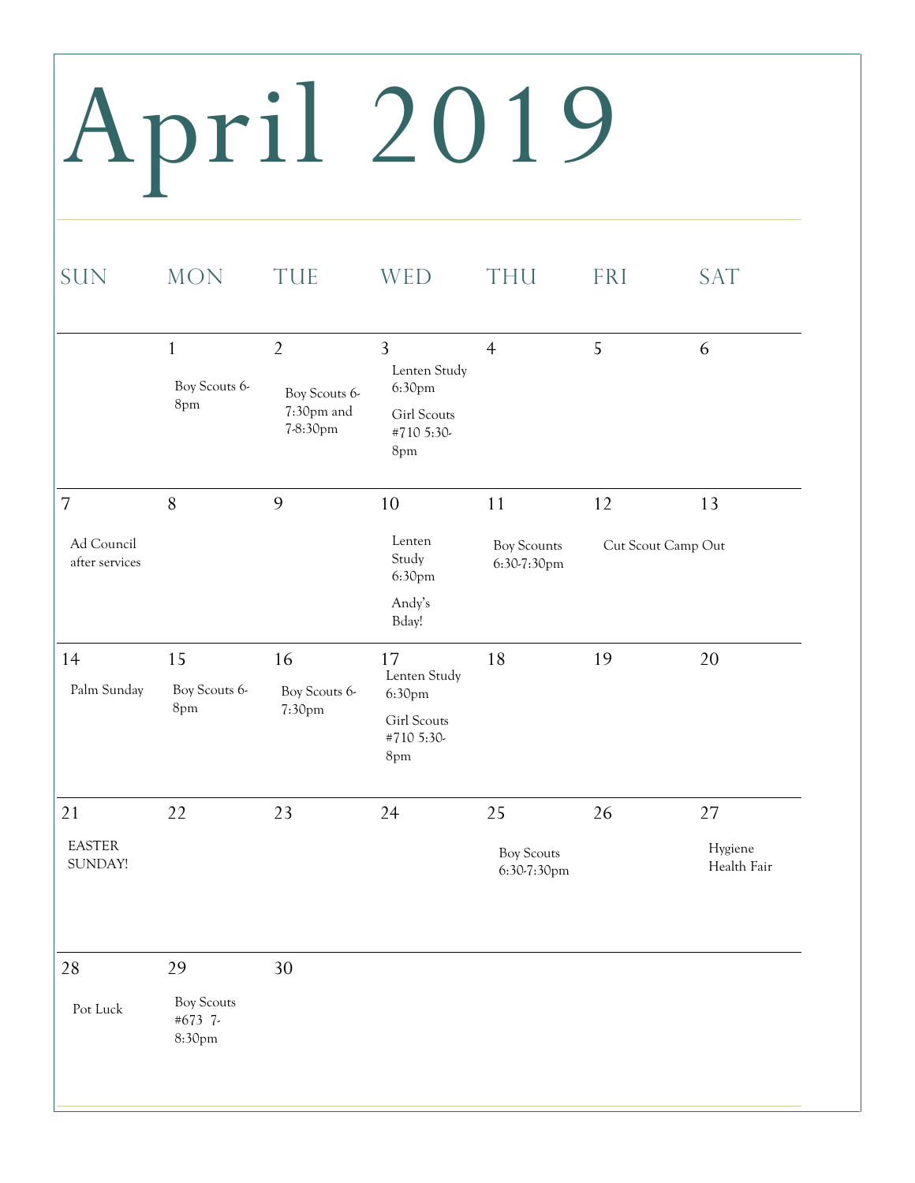# April 2019

| SUN | MON | TUE | WED | THU | FRI | SAT |
|---|---|---|---|---|---|---|
| | 1<br>Boy Scouts 6-8pm | 2<br>Boy Scouts 6-7:30pm and 7-8:30pm | 3<br>Lenten Study 6:30pm<br>Girl Scouts #710 5:30-8pm | 4 | 5 | 6 |
| 7<br>Ad Council after services | 8 | 9 | 10<br>Lenten Study 6:30pm<br>Andy's Bday! | 11<br>Boy Scounts 6:30-7:30pm | 12<br>Cut Scout Camp Out | 13 |
| 14<br>Palm Sunday | 15<br>Boy Scouts 6-8pm | 16<br>Boy Scouts 6-7:30pm | 17<br>Lenten Study 6:30pm<br>Girl Scouts #710 5:30-8pm | 18 | 19 | 20 |
| 21<br>EASTER SUNDAY! | 22 | 23 | 24 | 25<br>Boy Scouts 6:30-7:30pm | 26 | 27<br>Hygiene Health Fair |
| 28<br>Pot Luck | 29<br>Boy Scouts #673 7-8:30pm | 30 | | | | |